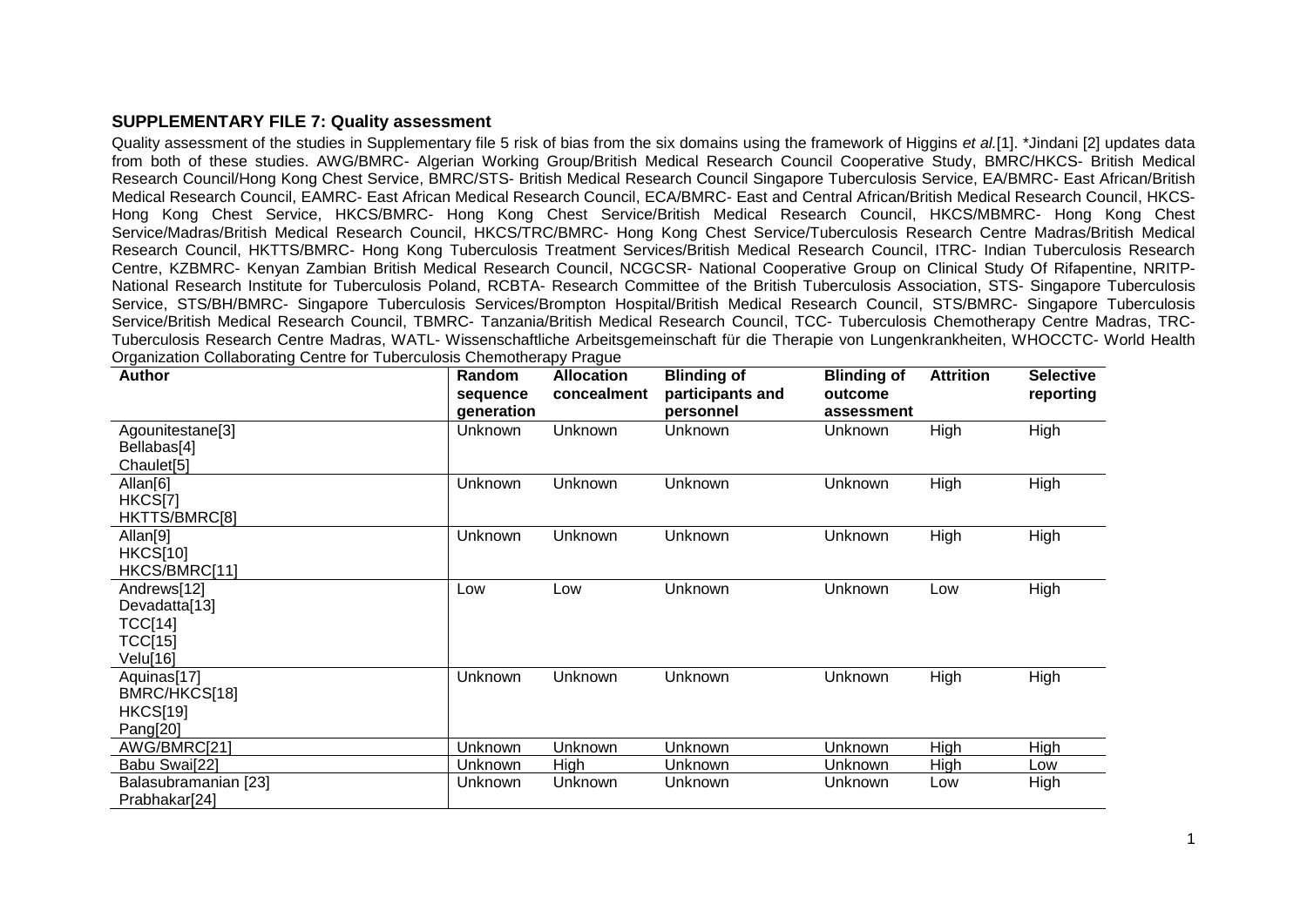**SUPPLEMENTARY FILE 7: Quality assessment**

Quality assessment of the studies in Supplementary file 5 risk of bias from the six domains using the framework of Higgins *et al.*[1]. *Jindani [2] updates data from both of these studies. AWG/BMRC- Algerian Working Group/British Medical Research Council Cooperative Study, BMRC/HKCS- British Medical Research Council/Hong Kong Chest Service, BMRC/STS- British Medical Research Council Singapore Tuberculosis Service, EA/BMRC- East African/British Medical Research Council, EAMRC- East African Medical Research Council, ECA/BMRC- East and Central African/British Medical Research Council, HKCS- Hong Kong Chest Service, HKCS/BMRC- Hong Kong Chest Service/British Medical Research Council, HKCS/MBMRC- Hong Kong Chest Service/Madras/British Medical Research Council, HKCS/TRC/BMRC- Hong Kong Chest Service/Tuberculosis Research Centre Madras/British Medical Research Council, HKTTS/BMRC- Hong Kong Tuberculosis Treatment Services/British Medical Research Council, ITRC- Indian Tuberculosis Research Centre, KZBMRC- Kenyan Zambian British Medical Research Council, NCGCSR- National Cooperative Group on Clinical Study Of Rifapentine, NRITP- National Research Institute for Tuberculosis Poland, RCBTA- Research Committee of the British Tuberculosis Association, STS- Singapore Tuberculosis Service, STS/BH/BMRC- Singapore Tuberculosis Services/Brompton Hospital/British Medical Research Council, STS/BMRC- Singapore Tuberculosis Service/British Medical Research Council, TBMRC- Tanzania/British Medical Research Council, TCC- Tuberculosis Chemotherapy Centre Madras, TRC- Tuberculosis Research Centre Madras, WATL- Wissenschaftliche Arbeitsgemeinschaft für die Therapie von Lungenkrankheiten, WHOCCTC- World Health Organization Collaborating Centre for Tuberculosis Chemotherapy Prague

| Author | Random sequence generation | Allocation concealment | Blinding of participants and personnel | Blinding of outcome assessment | Attrition | Selective reporting |
|---|---|---|---|---|---|---|
| Agounitestane[3]<br>Bellabas[4]<br>Chaulet[5] | Unknown | Unknown | Unknown | Unknown | High | High |
| Allan[6]<br>HKCS[7]<br>HKTTS/BMRC[8] | Unknown | Unknown | Unknown | Unknown | High | High |
| Allan[9]<br>HKCS[10]<br>HKCS/BMRC[11] | Unknown | Unknown | Unknown | Unknown | High | High |
| Andrews[12]<br>Devadatta[13]<br>TCC[14]<br>TCC[15]<br>Velu[16] | Low | Low | Unknown | Unknown | Low | High |
| Aquinas[17]<br>BMRC/HKCS[18]<br>HKCS[19]<br>Pang[20] | Unknown | Unknown | Unknown | Unknown | High | High |
| AWG/BMRC[21] | Unknown | Unknown | Unknown | Unknown | High | High |
| Babu Swai[22] | Unknown | High | Unknown | Unknown | High | Low |
| Balasubramanian [23]<br>Prabhakar[24] | Unknown | Unknown | Unknown | Unknown | Low | High |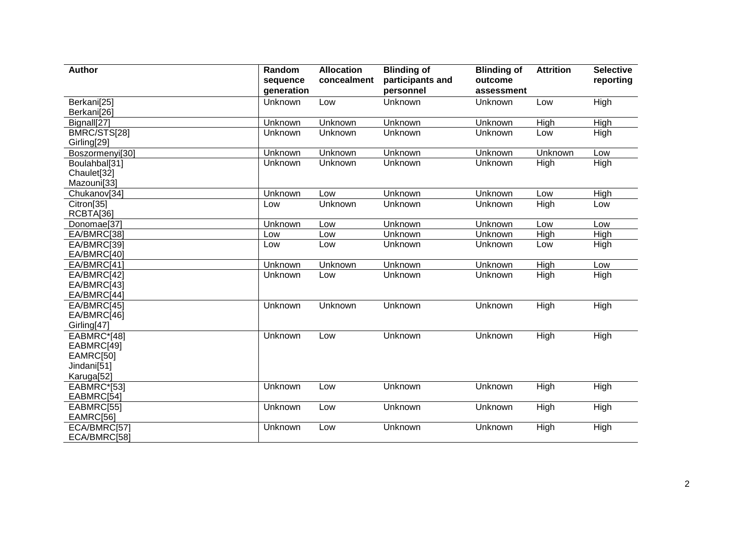| Author | Random sequence generation | Allocation concealment | Blinding of participants and personnel | Blinding of outcome assessment | Attrition | Selective reporting |
|---|---|---|---|---|---|---|
| Berkani[25]<br>Berkani[26] | Unknown | Low | Unknown | Unknown | Low | High |
| Bignall[27] | Unknown | Unknown | Unknown | Unknown | High | High |
| BMRC/STS[28]<br>Girling[29] | Unknown | Unknown | Unknown | Unknown | Low | High |
| Boszormenyi[30] | Unknown | Unknown | Unknown | Unknown | Unknown | Low |
| Boulahbal[31]<br>Chaulet[32]<br>Mazouni[33] | Unknown | Unknown | Unknown | Unknown | High | High |
| Chukanov[34] | Unknown | Low | Unknown | Unknown | Low | High |
| Citron[35]<br>RCBTA[36] | Low | Unknown | Unknown | Unknown | High | Low |
| Donomae[37] | Unknown | Low | Unknown | Unknown | Low | Low |
| EA/BMRC[38] | Low | Low | Unknown | Unknown | High | High |
| EA/BMRC[39]<br>EA/BMRC[40] | Low | Low | Unknown | Unknown | Low | High |
| EA/BMRC[41] | Unknown | Unknown | Unknown | Unknown | High | Low |
| EA/BMRC[42]<br>EA/BMRC[43]<br>EA/BMRC[44] | Unknown | Low | Unknown | Unknown | High | High |
| EA/BMRC[45]<br>EA/BMRC[46]<br>Girling[47] | Unknown | Unknown | Unknown | Unknown | High | High |
| EABMRC*[48]<br>EABMRC[49]<br>EAMRC[50]<br>Jindani[51]<br>Karuga[52] | Unknown | Low | Unknown | Unknown | High | High |
| EABMRC*[53]<br>EABMRC[54] | Unknown | Low | Unknown | Unknown | High | High |
| EABMRC[55]<br>EAMRC[56] | Unknown | Low | Unknown | Unknown | High | High |
| ECA/BMRC[57]<br>ECA/BMRC[58] | Unknown | Low | Unknown | Unknown | High | High |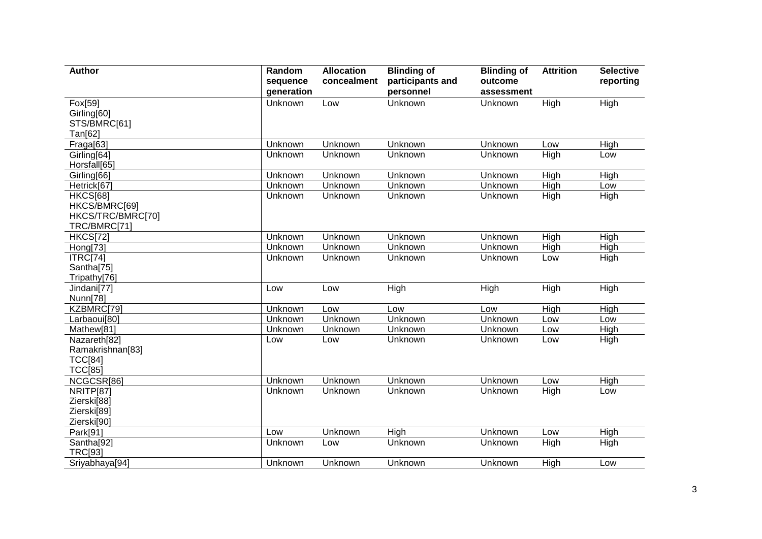| Author | Random sequence generation | Allocation concealment | Blinding of participants and personnel | Blinding of outcome assessment | Attrition | Selective reporting |
|---|---|---|---|---|---|---|
| Fox[59]<br>Girling[60]<br>STS/BMRC[61]<br>Tan[62] | Unknown | Low | Unknown | Unknown | High | High |
| Fraga[63] | Unknown | Unknown | Unknown | Unknown | Low | High |
| Girling[64]<br>Horsfall[65] | Unknown | Unknown | Unknown | Unknown | High | Low |
| Girling[66] | Unknown | Unknown | Unknown | Unknown | High | High |
| Hetrick[67] | Unknown | Unknown | Unknown | Unknown | High | Low |
| HKCS[68]<br>HKCS/BMRC[69]<br>HKCS/TRC/BMRC[70]<br>TRC/BMRC[71] | Unknown | Unknown | Unknown | Unknown | High | High |
| HKCS[72] | Unknown | Unknown | Unknown | Unknown | High | High |
| Hong[73] | Unknown | Unknown | Unknown | Unknown | High | High |
| ITRC[74]<br>Santha[75]<br>Tripathy[76] | Unknown | Unknown | Unknown | Unknown | Low | High |
| Jindani[77]<br>Nunn[78] | Low | Low | High | High | High | High |
| KZBMRC[79] | Unknown | Low | Low | Low | High | High |
| Larbaoui[80] | Unknown | Unknown | Unknown | Unknown | Low | Low |
| Mathew[81] | Unknown | Unknown | Unknown | Unknown | Low | High |
| Nazareth[82]<br>Ramakrishnan[83]<br>TCC[84]<br>TCC[85] | Low | Low | Unknown | Unknown | Low | High |
| NCGCSR[86] | Unknown | Unknown | Unknown | Unknown | Low | High |
| NRITP[87]<br>Zierski[88]<br>Zierski[89]<br>Zierski[90] | Unknown | Unknown | Unknown | Unknown | High | Low |
| Park[91] | Low | Unknown | High | Unknown | Low | High |
| Santha[92]<br>TRC[93] | Unknown | Low | Unknown | Unknown | High | High |
| Sriyabhaya[94] | Unknown | Unknown | Unknown | Unknown | High | Low |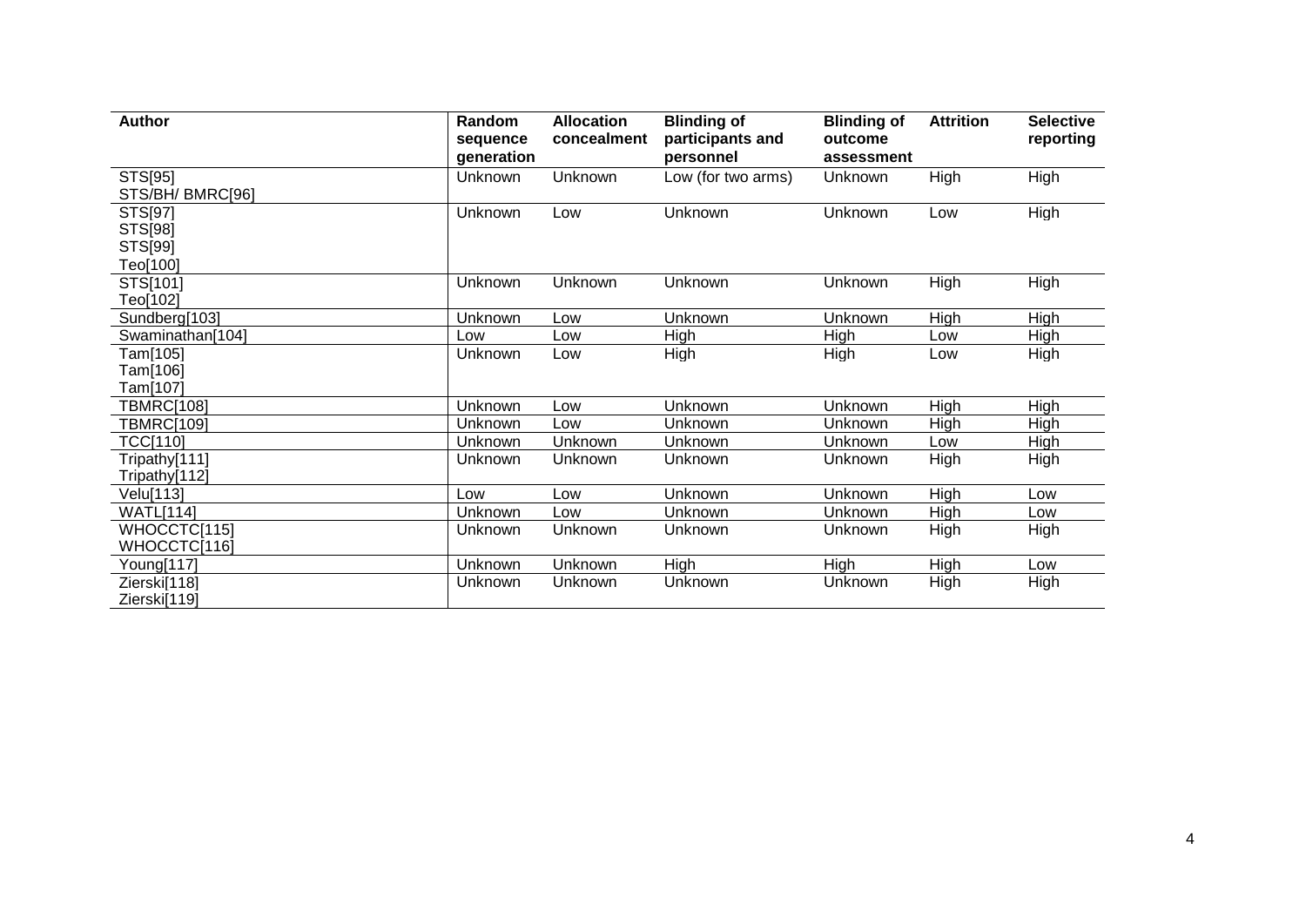| Author | Random sequence generation | Allocation concealment | Blinding of participants and personnel | Blinding of outcome assessment | Attrition | Selective reporting |
|---|---|---|---|---|---|---|
| STS[95]<br>STS/BH/ BMRC[96] | Unknown | Unknown | Low (for two arms) | Unknown | High | High |
| STS[97]<br>STS[98]<br>STS[99]<br>Teo[100] | Unknown | Low | Unknown | Unknown | Low | High |
| STS[101]<br>Teo[102] | Unknown | Unknown | Unknown | Unknown | High | High |
| Sundberg[103] | Unknown | Low | Unknown | Unknown | High | High |
| Swaminathan[104] | Low | Low | High | High | Low | High |
| Tam[105]<br>Tam[106]<br>Tam[107] | Unknown | Low | High | High | Low | High |
| TBMRC[108] | Unknown | Low | Unknown | Unknown | High | High |
| TBMRC[109] | Unknown | Low | Unknown | Unknown | High | High |
| TCC[110] | Unknown | Unknown | Unknown | Unknown | Low | High |
| Tripathy[111]<br>Tripathy[112] | Unknown | Unknown | Unknown | Unknown | High | High |
| Velu[113] | Low | Low | Unknown | Unknown | High | Low |
| WATL[114] | Unknown | Low | Unknown | Unknown | High | Low |
| WHOCCTC[115]<br>WHOCCTC[116] | Unknown | Unknown | Unknown | Unknown | High | High |
| Young[117] | Unknown | Unknown | High | High | High | Low |
| Zierski[118]<br>Zierski[119] | Unknown | Unknown | Unknown | Unknown | High | High |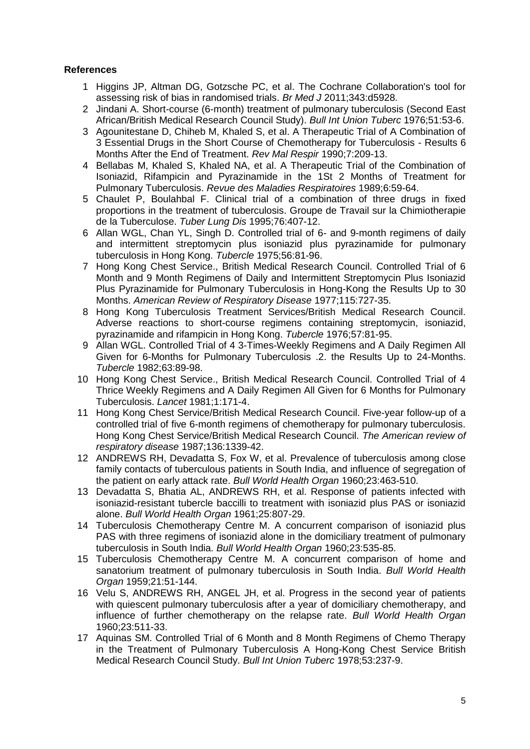**References**

1. Higgins JP, Altman DG, Gotzsche PC, et al. The Cochrane Collaboration's tool for assessing risk of bias in randomised trials. *Br Med J* 2011;343:d5928.
2. Jindani A. Short-course (6-month) treatment of pulmonary tuberculosis (Second East African/British Medical Research Council Study). *Bull Int Union Tuberc* 1976;51:53-6.
3. Agounitestane D, Chiheb M, Khaled S, et al. A Therapeutic Trial of A Combination of 3 Essential Drugs in the Short Course of Chemotherapy for Tuberculosis - Results 6 Months After the End of Treatment. *Rev Mal Respir* 1990;7:209-13.
4. Bellabas M, Khaled S, Khaled NA, et al. A Therapeutic Trial of the Combination of Isoniazid, Rifampicin and Pyrazinamide in the 1St 2 Months of Treatment for Pulmonary Tuberculosis. *Revue des Maladies Respiratoires* 1989;6:59-64.
5. Chaulet P, Boulahbal F. Clinical trial of a combination of three drugs in fixed proportions in the treatment of tuberculosis. Groupe de Travail sur la Chimiotherapie de la Tuberculose. *Tuber Lung Dis* 1995;76:407-12.
6. Allan WGL, Chan YL, Singh D. Controlled trial of 6- and 9-month regimens of daily and intermittent streptomycin plus isoniazid plus pyrazinamide for pulmonary tuberculosis in Hong Kong. *Tubercle* 1975;56:81-96.
7. Hong Kong Chest Service., British Medical Research Council. Controlled Trial of 6 Month and 9 Month Regimens of Daily and Intermittent Streptomycin Plus Isoniazid Plus Pyrazinamide for Pulmonary Tuberculosis in Hong-Kong the Results Up to 30 Months. *American Review of Respiratory Disease* 1977;115:727-35.
8. Hong Kong Tuberculosis Treatment Services/British Medical Research Council. Adverse reactions to short-course regimens containing streptomycin, isoniazid, pyrazinamide and rifampicin in Hong Kong. *Tubercle* 1976;57:81-95.
9. Allan WGL. Controlled Trial of 4 3-Times-Weekly Regimens and A Daily Regimen All Given for 6-Months for Pulmonary Tuberculosis .2. the Results Up to 24-Months. *Tubercle* 1982;63:89-98.
10. Hong Kong Chest Service., British Medical Research Council. Controlled Trial of 4 Thrice Weekly Regimens and A Daily Regimen All Given for 6 Months for Pulmonary Tuberculosis. *Lancet* 1981;1:171-4.
11. Hong Kong Chest Service/British Medical Research Council. Five-year follow-up of a controlled trial of five 6-month regimens of chemotherapy for pulmonary tuberculosis. Hong Kong Chest Service/British Medical Research Council. *The American review of respiratory disease* 1987;136:1339-42.
12. ANDREWS RH, Devadatta S, Fox W, et al. Prevalence of tuberculosis among close family contacts of tuberculous patients in South India, and influence of segregation of the patient on early attack rate. *Bull World Health Organ* 1960;23:463-510.
13. Devadatta S, Bhatia AL, ANDREWS RH, et al. Response of patients infected with isoniazid-resistant tubercle baccilli to treatment with isoniazid plus PAS or isoniazid alone. *Bull World Health Organ* 1961;25:807-29.
14. Tuberculosis Chemotherapy Centre M. A concurrent comparison of isoniazid plus PAS with three regimens of isoniazid alone in the domiciliary treatment of pulmonary tuberculosis in South India. *Bull World Health Organ* 1960;23:535-85.
15. Tuberculosis Chemotherapy Centre M. A concurrent comparison of home and sanatorium treatment of pulmonary tuberculosis in South India. *Bull World Health Organ* 1959;21:51-144.
16. Velu S, ANDREWS RH, ANGEL JH, et al. Progress in the second year of patients with quiescent pulmonary tuberculosis after a year of domiciliary chemotherapy, and influence of further chemotherapy on the relapse rate. *Bull World Health Organ* 1960;23:511-33.
17. Aquinas SM. Controlled Trial of 6 Month and 8 Month Regimens of Chemo Therapy in the Treatment of Pulmonary Tuberculosis A Hong-Kong Chest Service British Medical Research Council Study. *Bull Int Union Tuberc* 1978;53:237-9.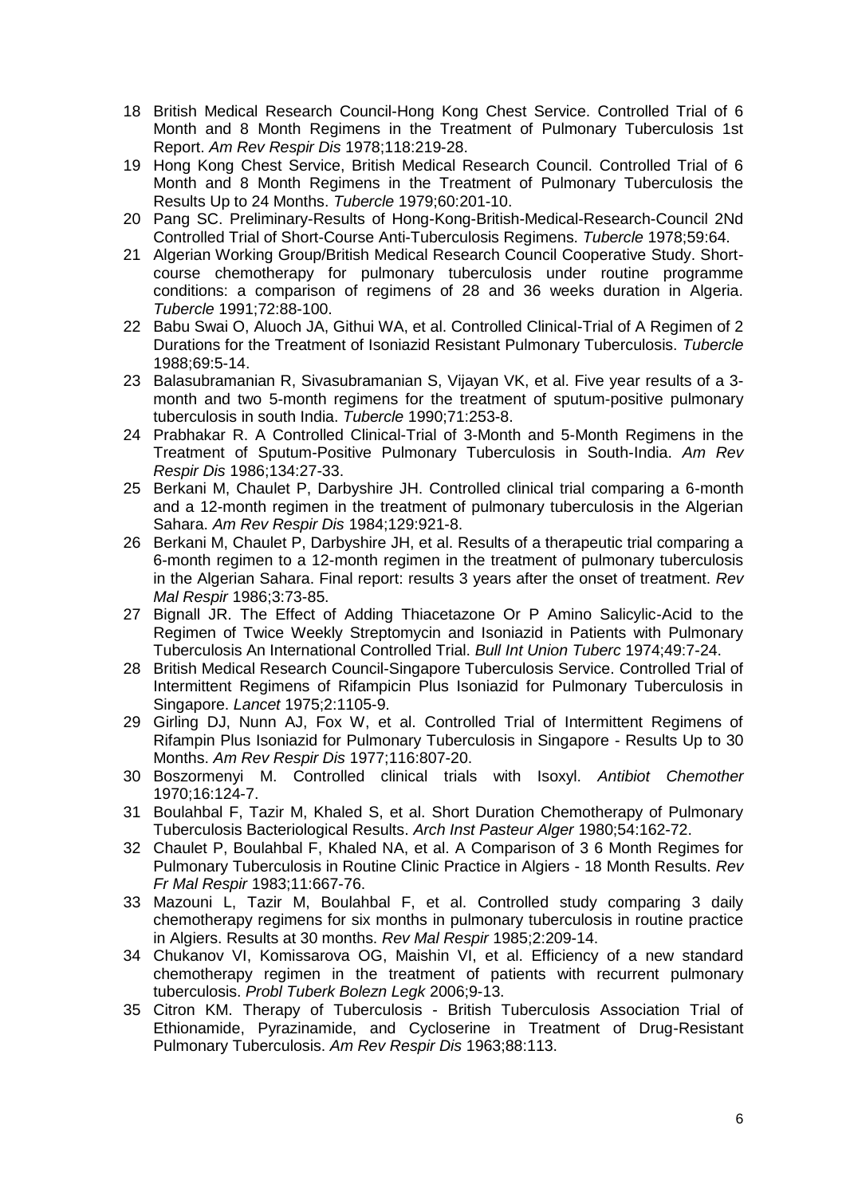18 British Medical Research Council-Hong Kong Chest Service. Controlled Trial of 6 Month and 8 Month Regimens in the Treatment of Pulmonary Tuberculosis 1st Report. *Am Rev Respir Dis* 1978;118:219-28.

19 Hong Kong Chest Service, British Medical Research Council. Controlled Trial of 6 Month and 8 Month Regimens in the Treatment of Pulmonary Tuberculosis the Results Up to 24 Months. *Tubercle* 1979;60:201-10.

20 Pang SC. Preliminary-Results of Hong-Kong-British-Medical-Research-Council 2Nd Controlled Trial of Short-Course Anti-Tuberculosis Regimens. *Tubercle* 1978;59:64.

21 Algerian Working Group/British Medical Research Council Cooperative Study. Short-course chemotherapy for pulmonary tuberculosis under routine programme conditions: a comparison of regimens of 28 and 36 weeks duration in Algeria. *Tubercle* 1991;72:88-100.

22 Babu Swai O, Aluoch JA, Githui WA, et al. Controlled Clinical-Trial of A Regimen of 2 Durations for the Treatment of Isoniazid Resistant Pulmonary Tuberculosis. *Tubercle* 1988;69:5-14.

23 Balasubramanian R, Sivasubramanian S, Vijayan VK, et al. Five year results of a 3-month and two 5-month regimens for the treatment of sputum-positive pulmonary tuberculosis in south India. *Tubercle* 1990;71:253-8.

24 Prabhakar R. A Controlled Clinical-Trial of 3-Month and 5-Month Regimens in the Treatment of Sputum-Positive Pulmonary Tuberculosis in South-India. *Am Rev Respir Dis* 1986;134:27-33.

25 Berkani M, Chaulet P, Darbyshire JH. Controlled clinical trial comparing a 6-month and a 12-month regimen in the treatment of pulmonary tuberculosis in the Algerian Sahara. *Am Rev Respir Dis* 1984;129:921-8.

26 Berkani M, Chaulet P, Darbyshire JH, et al. Results of a therapeutic trial comparing a 6-month regimen to a 12-month regimen in the treatment of pulmonary tuberculosis in the Algerian Sahara. Final report: results 3 years after the onset of treatment. *Rev Mal Respir* 1986;3:73-85.

27 Bignall JR. The Effect of Adding Thiacetazone Or P Amino Salicylic-Acid to the Regimen of Twice Weekly Streptomycin and Isoniazid in Patients with Pulmonary Tuberculosis An International Controlled Trial. *Bull Int Union Tuberc* 1974;49:7-24.

28 British Medical Research Council-Singapore Tuberculosis Service. Controlled Trial of Intermittent Regimens of Rifampicin Plus Isoniazid for Pulmonary Tuberculosis in Singapore. *Lancet* 1975;2:1105-9.

29 Girling DJ, Nunn AJ, Fox W, et al. Controlled Trial of Intermittent Regimens of Rifampin Plus Isoniazid for Pulmonary Tuberculosis in Singapore - Results Up to 30 Months. *Am Rev Respir Dis* 1977;116:807-20.

30 Boszormenyi M. Controlled clinical trials with Isoxyl. *Antibiot Chemother* 1970;16:124-7.

31 Boulahbal F, Tazir M, Khaled S, et al. Short Duration Chemotherapy of Pulmonary Tuberculosis Bacteriological Results. *Arch Inst Pasteur Alger* 1980;54:162-72.

32 Chaulet P, Boulahbal F, Khaled NA, et al. A Comparison of 3 6 Month Regimes for Pulmonary Tuberculosis in Routine Clinic Practice in Algiers - 18 Month Results. *Rev Fr Mal Respir* 1983;11:667-76.

33 Mazouni L, Tazir M, Boulahbal F, et al. Controlled study comparing 3 daily chemotherapy regimens for six months in pulmonary tuberculosis in routine practice in Algiers. Results at 30 months. *Rev Mal Respir* 1985;2:209-14.

34 Chukanov VI, Komissarova OG, Maishin VI, et al. Efficiency of a new standard chemotherapy regimen in the treatment of patients with recurrent pulmonary tuberculosis. *Probl Tuberk Bolezn Legk* 2006;9-13.

35 Citron KM. Therapy of Tuberculosis - British Tuberculosis Association Trial of Ethionamide, Pyrazinamide, and Cycloserine in Treatment of Drug-Resistant Pulmonary Tuberculosis. *Am Rev Respir Dis* 1963;88:113.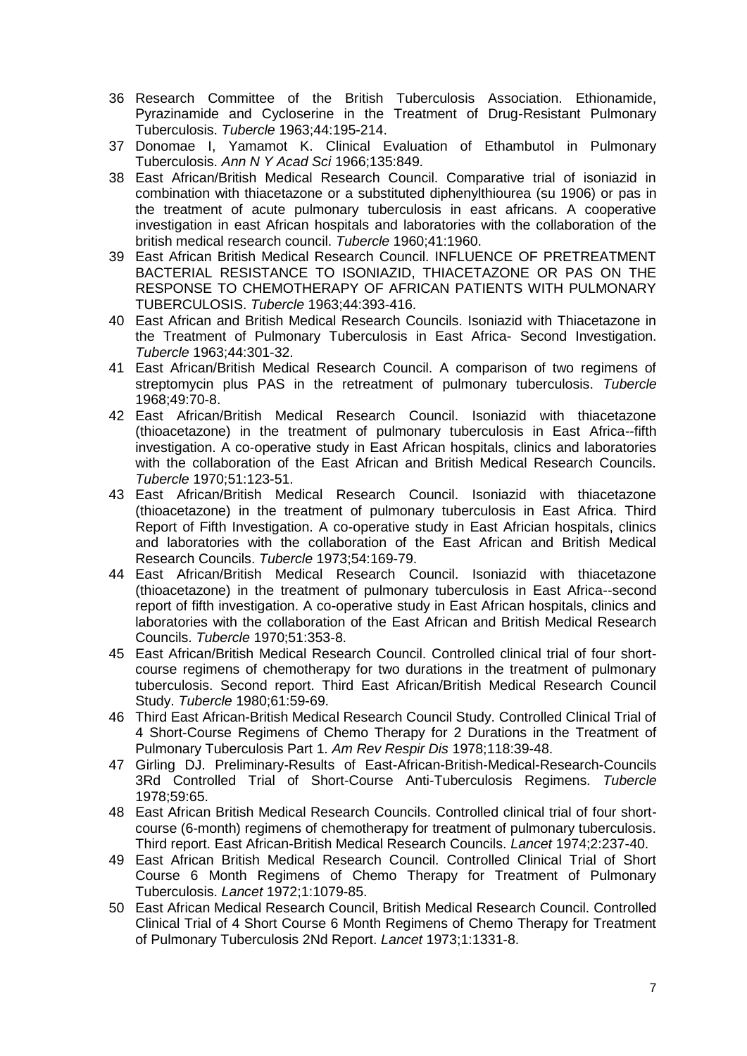36 Research Committee of the British Tuberculosis Association. Ethionamide, Pyrazinamide and Cycloserine in the Treatment of Drug-Resistant Pulmonary Tuberculosis. *Tubercle* 1963;44:195-214.

37 Donomae I, Yamamot K. Clinical Evaluation of Ethambutol in Pulmonary Tuberculosis. *Ann N Y Acad Sci* 1966;135:849.

38 East African/British Medical Research Council. Comparative trial of isoniazid in combination with thiacetazone or a substituted diphenylthiourea (su 1906) or pas in the treatment of acute pulmonary tuberculosis in east africans. A cooperative investigation in east African hospitals and laboratories with the collaboration of the british medical research council. *Tubercle* 1960;41:1960.

39 East African British Medical Research Council. INFLUENCE OF PRETREATMENT BACTERIAL RESISTANCE TO ISONIAZID, THIACETAZONE OR PAS ON THE RESPONSE TO CHEMOTHERAPY OF AFRICAN PATIENTS WITH PULMONARY TUBERCULOSIS. *Tubercle* 1963;44:393-416.

40 East African and British Medical Research Councils. Isoniazid with Thiacetazone in the Treatment of Pulmonary Tuberculosis in East Africa- Second Investigation. *Tubercle* 1963;44:301-32.

41 East African/British Medical Research Council. A comparison of two regimens of streptomycin plus PAS in the retreatment of pulmonary tuberculosis. *Tubercle* 1968;49:70-8.

42 East African/British Medical Research Council. Isoniazid with thiacetazone (thioacetazone) in the treatment of pulmonary tuberculosis in East Africa--fifth investigation. A co-operative study in East African hospitals, clinics and laboratories with the collaboration of the East African and British Medical Research Councils. *Tubercle* 1970;51:123-51.

43 East African/British Medical Research Council. Isoniazid with thiacetazone (thioacetazone) in the treatment of pulmonary tuberculosis in East Africa. Third Report of Fifth Investigation. A co-operative study in East Africian hospitals, clinics and laboratories with the collaboration of the East African and British Medical Research Councils. *Tubercle* 1973;54:169-79.

44 East African/British Medical Research Council. Isoniazid with thiacetazone (thioacetazone) in the treatment of pulmonary tuberculosis in East Africa--second report of fifth investigation. A co-operative study in East African hospitals, clinics and laboratories with the collaboration of the East African and British Medical Research Councils. *Tubercle* 1970;51:353-8.

45 East African/British Medical Research Council. Controlled clinical trial of four short-course regimens of chemotherapy for two durations in the treatment of pulmonary tuberculosis. Second report. Third East African/British Medical Research Council Study. *Tubercle* 1980;61:59-69.

46 Third East African-British Medical Research Council Study. Controlled Clinical Trial of 4 Short-Course Regimens of Chemo Therapy for 2 Durations in the Treatment of Pulmonary Tuberculosis Part 1. *Am Rev Respir Dis* 1978;118:39-48.

47 Girling DJ. Preliminary-Results of East-African-British-Medical-Research-Councils 3Rd Controlled Trial of Short-Course Anti-Tuberculosis Regimens. *Tubercle* 1978;59:65.

48 East African British Medical Research Councils. Controlled clinical trial of four short-course (6-month) regimens of chemotherapy for treatment of pulmonary tuberculosis. Third report. East African-British Medical Research Councils. *Lancet* 1974;2:237-40.

49 East African British Medical Research Council. Controlled Clinical Trial of Short Course 6 Month Regimens of Chemo Therapy for Treatment of Pulmonary Tuberculosis. *Lancet* 1972;1:1079-85.

50 East African Medical Research Council, British Medical Research Council. Controlled Clinical Trial of 4 Short Course 6 Month Regimens of Chemo Therapy for Treatment of Pulmonary Tuberculosis 2Nd Report. *Lancet* 1973;1:1331-8.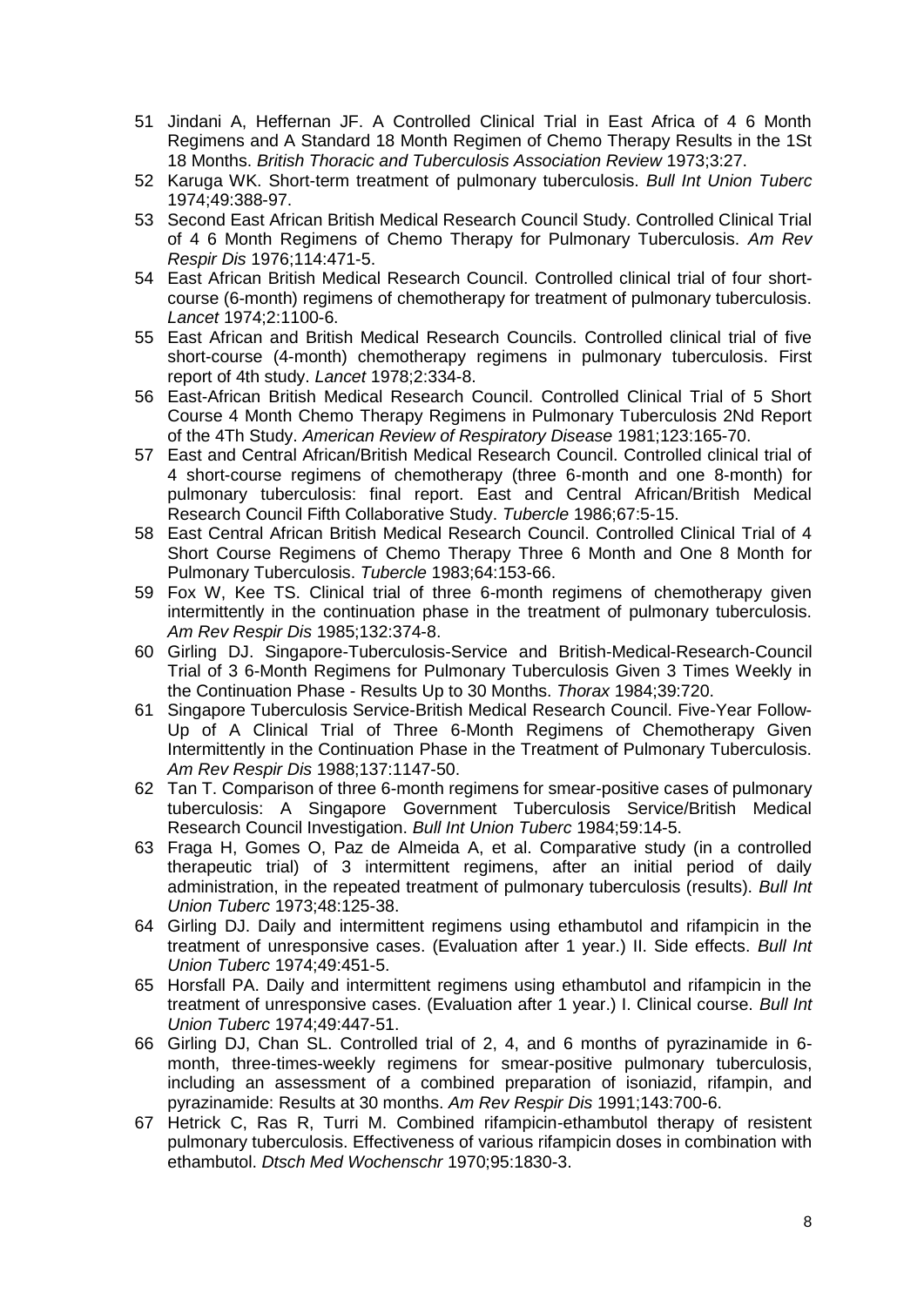51 Jindani A, Heffernan JF. A Controlled Clinical Trial in East Africa of 4 6 Month Regimens and A Standard 18 Month Regimen of Chemo Therapy Results in the 1St 18 Months. *British Thoracic and Tuberculosis Association Review* 1973;3:27.

52 Karuga WK. Short-term treatment of pulmonary tuberculosis. *Bull Int Union Tuberc* 1974;49:388-97.

53 Second East African British Medical Research Council Study. Controlled Clinical Trial of 4 6 Month Regimens of Chemo Therapy for Pulmonary Tuberculosis. *Am Rev Respir Dis* 1976;114:471-5.

54 East African British Medical Research Council. Controlled clinical trial of four short-course (6-month) regimens of chemotherapy for treatment of pulmonary tuberculosis. *Lancet* 1974;2:1100-6.

55 East African and British Medical Research Councils. Controlled clinical trial of five short-course (4-month) chemotherapy regimens in pulmonary tuberculosis. First report of 4th study. *Lancet* 1978;2:334-8.

56 East-African British Medical Research Council. Controlled Clinical Trial of 5 Short Course 4 Month Chemo Therapy Regimens in Pulmonary Tuberculosis 2Nd Report of the 4Th Study. *American Review of Respiratory Disease* 1981;123:165-70.

57 East and Central African/British Medical Research Council. Controlled clinical trial of 4 short-course regimens of chemotherapy (three 6-month and one 8-month) for pulmonary tuberculosis: final report. East and Central African/British Medical Research Council Fifth Collaborative Study. *Tubercle* 1986;67:5-15.

58 East Central African British Medical Research Council. Controlled Clinical Trial of 4 Short Course Regimens of Chemo Therapy Three 6 Month and One 8 Month for Pulmonary Tuberculosis. *Tubercle* 1983;64:153-66.

59 Fox W, Kee TS. Clinical trial of three 6-month regimens of chemotherapy given intermittently in the continuation phase in the treatment of pulmonary tuberculosis. *Am Rev Respir Dis* 1985;132:374-8.

60 Girling DJ. Singapore-Tuberculosis-Service and British-Medical-Research-Council Trial of 3 6-Month Regimens for Pulmonary Tuberculosis Given 3 Times Weekly in the Continuation Phase - Results Up to 30 Months. *Thorax* 1984;39:720.

61 Singapore Tuberculosis Service-British Medical Research Council. Five-Year Follow-Up of A Clinical Trial of Three 6-Month Regimens of Chemotherapy Given Intermittently in the Continuation Phase in the Treatment of Pulmonary Tuberculosis. *Am Rev Respir Dis* 1988;137:1147-50.

62 Tan T. Comparison of three 6-month regimens for smear-positive cases of pulmonary tuberculosis: A Singapore Government Tuberculosis Service/British Medical Research Council Investigation. *Bull Int Union Tuberc* 1984;59:14-5.

63 Fraga H, Gomes O, Paz de Almeida A, et al. Comparative study (in a controlled therapeutic trial) of 3 intermittent regimens, after an initial period of daily administration, in the repeated treatment of pulmonary tuberculosis (results). *Bull Int Union Tuberc* 1973;48:125-38.

64 Girling DJ. Daily and intermittent regimens using ethambutol and rifampicin in the treatment of unresponsive cases. (Evaluation after 1 year.) II. Side effects. *Bull Int Union Tuberc* 1974;49:451-5.

65 Horsfall PA. Daily and intermittent regimens using ethambutol and rifampicin in the treatment of unresponsive cases. (Evaluation after 1 year.) I. Clinical course. *Bull Int Union Tuberc* 1974;49:447-51.

66 Girling DJ, Chan SL. Controlled trial of 2, 4, and 6 months of pyrazinamide in 6-month, three-times-weekly regimens for smear-positive pulmonary tuberculosis, including an assessment of a combined preparation of isoniazid, rifampin, and pyrazinamide: Results at 30 months. *Am Rev Respir Dis* 1991;143:700-6.

67 Hetrick C, Ras R, Turri M. Combined rifampicin-ethambutol therapy of resistent pulmonary tuberculosis. Effectiveness of various rifampicin doses in combination with ethambutol. *Dtsch Med Wochenschr* 1970;95:1830-3.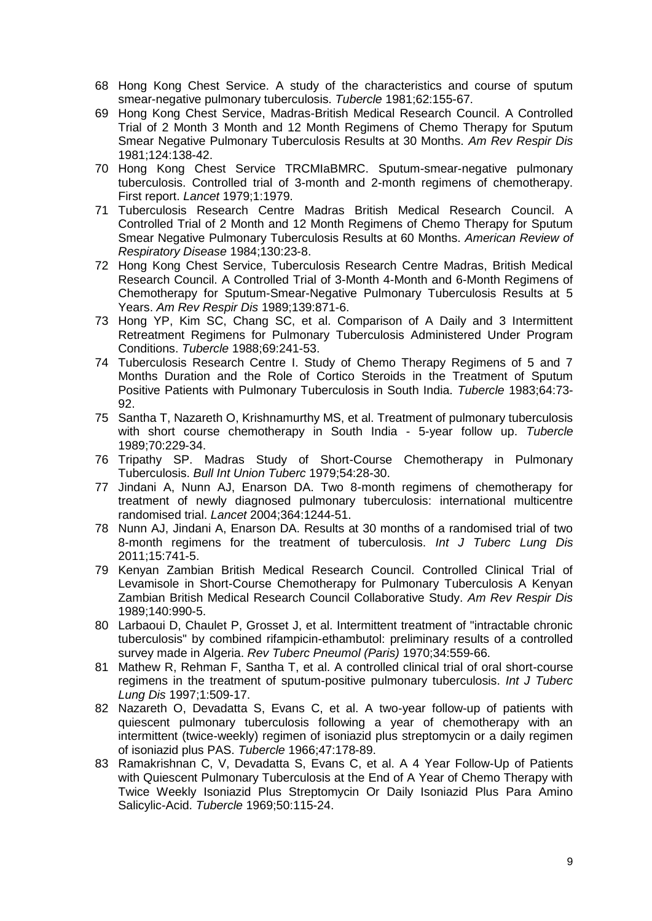68 Hong Kong Chest Service. A study of the characteristics and course of sputum smear-negative pulmonary tuberculosis. *Tubercle* 1981;62:155-67.

69 Hong Kong Chest Service, Madras-British Medical Research Council. A Controlled Trial of 2 Month 3 Month and 12 Month Regimens of Chemo Therapy for Sputum Smear Negative Pulmonary Tuberculosis Results at 30 Months. *Am Rev Respir Dis* 1981;124:138-42.

70 Hong Kong Chest Service TRCMIaBMRC. Sputum-smear-negative pulmonary tuberculosis. Controlled trial of 3-month and 2-month regimens of chemotherapy. First report. *Lancet* 1979;1:1979.

71 Tuberculosis Research Centre Madras British Medical Research Council. A Controlled Trial of 2 Month and 12 Month Regimens of Chemo Therapy for Sputum Smear Negative Pulmonary Tuberculosis Results at 60 Months. *American Review of Respiratory Disease* 1984;130:23-8.

72 Hong Kong Chest Service, Tuberculosis Research Centre Madras, British Medical Research Council. A Controlled Trial of 3-Month 4-Month and 6-Month Regimens of Chemotherapy for Sputum-Smear-Negative Pulmonary Tuberculosis Results at 5 Years. *Am Rev Respir Dis* 1989;139:871-6.

73 Hong YP, Kim SC, Chang SC, et al. Comparison of A Daily and 3 Intermittent Retreatment Regimens for Pulmonary Tuberculosis Administered Under Program Conditions. *Tubercle* 1988;69:241-53.

74 Tuberculosis Research Centre I. Study of Chemo Therapy Regimens of 5 and 7 Months Duration and the Role of Cortico Steroids in the Treatment of Sputum Positive Patients with Pulmonary Tuberculosis in South India. *Tubercle* 1983;64:73-92.

75 Santha T, Nazareth O, Krishnamurthy MS, et al. Treatment of pulmonary tuberculosis with short course chemotherapy in South India - 5-year follow up. *Tubercle* 1989;70:229-34.

76 Tripathy SP. Madras Study of Short-Course Chemotherapy in Pulmonary Tuberculosis. *Bull Int Union Tuberc* 1979;54:28-30.

77 Jindani A, Nunn AJ, Enarson DA. Two 8-month regimens of chemotherapy for treatment of newly diagnosed pulmonary tuberculosis: international multicentre randomised trial. *Lancet* 2004;364:1244-51.

78 Nunn AJ, Jindani A, Enarson DA. Results at 30 months of a randomised trial of two 8-month regimens for the treatment of tuberculosis. *Int J Tuberc Lung Dis* 2011;15:741-5.

79 Kenyan Zambian British Medical Research Council. Controlled Clinical Trial of Levamisole in Short-Course Chemotherapy for Pulmonary Tuberculosis A Kenyan Zambian British Medical Research Council Collaborative Study. *Am Rev Respir Dis* 1989;140:990-5.

80 Larbaoui D, Chaulet P, Grosset J, et al. Intermittent treatment of "intractable chronic tuberculosis" by combined rifampicin-ethambutol: preliminary results of a controlled survey made in Algeria. *Rev Tuberc Pneumol (Paris)* 1970;34:559-66.

81 Mathew R, Rehman F, Santha T, et al. A controlled clinical trial of oral short-course regimens in the treatment of sputum-positive pulmonary tuberculosis. *Int J Tuberc Lung Dis* 1997;1:509-17.

82 Nazareth O, Devadatta S, Evans C, et al. A two-year follow-up of patients with quiescent pulmonary tuberculosis following a year of chemotherapy with an intermittent (twice-weekly) regimen of isoniazid plus streptomycin or a daily regimen of isoniazid plus PAS. *Tubercle* 1966;47:178-89.

83 Ramakrishnan C, V, Devadatta S, Evans C, et al. A 4 Year Follow-Up of Patients with Quiescent Pulmonary Tuberculosis at the End of A Year of Chemo Therapy with Twice Weekly Isoniazid Plus Streptomycin Or Daily Isoniazid Plus Para Amino Salicylic-Acid. *Tubercle* 1969;50:115-24.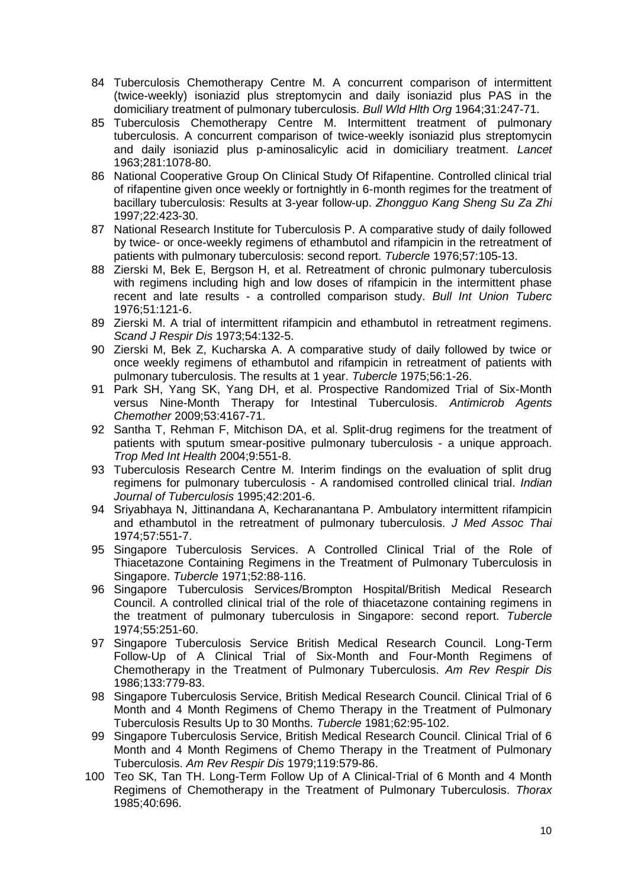84 Tuberculosis Chemotherapy Centre M. A concurrent comparison of intermittent (twice-weekly) isoniazid plus streptomycin and daily isoniazid plus PAS in the domiciliary treatment of pulmonary tuberculosis. *Bull Wld Hlth Org* 1964;31:247-71.

85 Tuberculosis Chemotherapy Centre M. Intermittent treatment of pulmonary tuberculosis. A concurrent comparison of twice-weekly isoniazid plus streptomycin and daily isoniazid plus p-aminosalicylic acid in domiciliary treatment. *Lancet* 1963;281:1078-80.

86 National Cooperative Group On Clinical Study Of Rifapentine. Controlled clinical trial of rifapentine given once weekly or fortnightly in 6-month regimes for the treatment of bacillary tuberculosis: Results at 3-year follow-up. *Zhongguo Kang Sheng Su Za Zhi* 1997;22:423-30.

87 National Research Institute for Tuberculosis P. A comparative study of daily followed by twice- or once-weekly regimens of ethambutol and rifampicin in the retreatment of patients with pulmonary tuberculosis: second report. *Tubercle* 1976;57:105-13.

88 Zierski M, Bek E, Bergson H, et al. Retreatment of chronic pulmonary tuberculosis with regimens including high and low doses of rifampicin in the intermittent phase recent and late results - a controlled comparison study. *Bull Int Union Tuberc* 1976;51:121-6.

89 Zierski M. A trial of intermittent rifampicin and ethambutol in retreatment regimens. *Scand J Respir Dis* 1973;54:132-5.

90 Zierski M, Bek Z, Kucharska A. A comparative study of daily followed by twice or once weekly regimens of ethambutol and rifampicin in retreatment of patients with pulmonary tuberculosis. The results at 1 year. *Tubercle* 1975;56:1-26.

91 Park SH, Yang SK, Yang DH, et al. Prospective Randomized Trial of Six-Month versus Nine-Month Therapy for Intestinal Tuberculosis. *Antimicrob Agents Chemother* 2009;53:4167-71.

92 Santha T, Rehman F, Mitchison DA, et al. Split-drug regimens for the treatment of patients with sputum smear-positive pulmonary tuberculosis - a unique approach. *Trop Med Int Health* 2004;9:551-8.

93 Tuberculosis Research Centre M. Interim findings on the evaluation of split drug regimens for pulmonary tuberculosis - A randomised controlled clinical trial. *Indian Journal of Tuberculosis* 1995;42:201-6.

94 Sriyabhaya N, Jittinandana A, Kecharanantana P. Ambulatory intermittent rifampicin and ethambutol in the retreatment of pulmonary tuberculosis. *J Med Assoc Thai* 1974;57:551-7.

95 Singapore Tuberculosis Services. A Controlled Clinical Trial of the Role of Thiacetazone Containing Regimens in the Treatment of Pulmonary Tuberculosis in Singapore. *Tubercle* 1971;52:88-116.

96 Singapore Tuberculosis Services/Brompton Hospital/British Medical Research Council. A controlled clinical trial of the role of thiacetazone containing regimens in the treatment of pulmonary tuberculosis in Singapore: second report. *Tubercle* 1974;55:251-60.

97 Singapore Tuberculosis Service British Medical Research Council. Long-Term Follow-Up of A Clinical Trial of Six-Month and Four-Month Regimens of Chemotherapy in the Treatment of Pulmonary Tuberculosis. *Am Rev Respir Dis* 1986;133:779-83.

98 Singapore Tuberculosis Service, British Medical Research Council. Clinical Trial of 6 Month and 4 Month Regimens of Chemo Therapy in the Treatment of Pulmonary Tuberculosis Results Up to 30 Months. *Tubercle* 1981;62:95-102.

99 Singapore Tuberculosis Service, British Medical Research Council. Clinical Trial of 6 Month and 4 Month Regimens of Chemo Therapy in the Treatment of Pulmonary Tuberculosis. *Am Rev Respir Dis* 1979;119:579-86.

100 Teo SK, Tan TH. Long-Term Follow Up of A Clinical-Trial of 6 Month and 4 Month Regimens of Chemotherapy in the Treatment of Pulmonary Tuberculosis. *Thorax* 1985;40:696.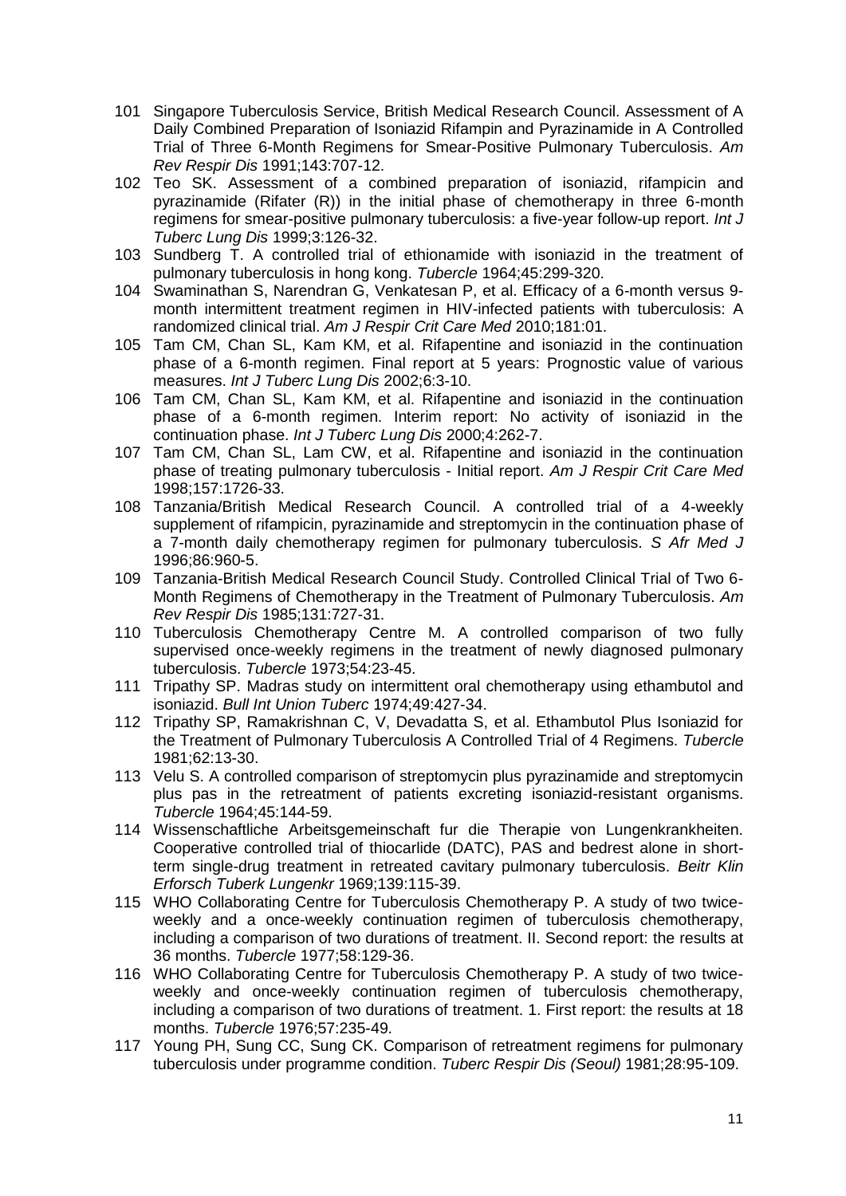101 Singapore Tuberculosis Service, British Medical Research Council. Assessment of A Daily Combined Preparation of Isoniazid Rifampin and Pyrazinamide in A Controlled Trial of Three 6-Month Regimens for Smear-Positive Pulmonary Tuberculosis. *Am Rev Respir Dis* 1991;143:707-12.

102 Teo SK. Assessment of a combined preparation of isoniazid, rifampicin and pyrazinamide (Rifater (R)) in the initial phase of chemotherapy in three 6-month regimens for smear-positive pulmonary tuberculosis: a five-year follow-up report. *Int J Tuberc Lung Dis* 1999;3:126-32.

103 Sundberg T. A controlled trial of ethionamide with isoniazid in the treatment of pulmonary tuberculosis in hong kong. *Tubercle* 1964;45:299-320.

104 Swaminathan S, Narendran G, Venkatesan P, et al. Efficacy of a 6-month versus 9-month intermittent treatment regimen in HIV-infected patients with tuberculosis: A randomized clinical trial. *Am J Respir Crit Care Med* 2010;181:01.

105 Tam CM, Chan SL, Kam KM, et al. Rifapentine and isoniazid in the continuation phase of a 6-month regimen. Final report at 5 years: Prognostic value of various measures. *Int J Tuberc Lung Dis* 2002;6:3-10.

106 Tam CM, Chan SL, Kam KM, et al. Rifapentine and isoniazid in the continuation phase of a 6-month regimen. Interim report: No activity of isoniazid in the continuation phase. *Int J Tuberc Lung Dis* 2000;4:262-7.

107 Tam CM, Chan SL, Lam CW, et al. Rifapentine and isoniazid in the continuation phase of treating pulmonary tuberculosis - Initial report. *Am J Respir Crit Care Med* 1998;157:1726-33.

108 Tanzania/British Medical Research Council. A controlled trial of a 4-weekly supplement of rifampicin, pyrazinamide and streptomycin in the continuation phase of a 7-month daily chemotherapy regimen for pulmonary tuberculosis. *S Afr Med J* 1996;86:960-5.

109 Tanzania-British Medical Research Council Study. Controlled Clinical Trial of Two 6-Month Regimens of Chemotherapy in the Treatment of Pulmonary Tuberculosis. *Am Rev Respir Dis* 1985;131:727-31.

110 Tuberculosis Chemotherapy Centre M. A controlled comparison of two fully supervised once-weekly regimens in the treatment of newly diagnosed pulmonary tuberculosis. *Tubercle* 1973;54:23-45.

111 Tripathy SP. Madras study on intermittent oral chemotherapy using ethambutol and isoniazid. *Bull Int Union Tuberc* 1974;49:427-34.

112 Tripathy SP, Ramakrishnan C, V, Devadatta S, et al. Ethambutol Plus Isoniazid for the Treatment of Pulmonary Tuberculosis A Controlled Trial of 4 Regimens. *Tubercle* 1981;62:13-30.

113 Velu S. A controlled comparison of streptomycin plus pyrazinamide and streptomycin plus pas in the retreatment of patients excreting isoniazid-resistant organisms. *Tubercle* 1964;45:144-59.

114 Wissenschaftliche Arbeitsgemeinschaft fur die Therapie von Lungenkrankheiten. Cooperative controlled trial of thiocarlide (DATC), PAS and bedrest alone in short-term single-drug treatment in retreated cavitary pulmonary tuberculosis. *Beitr Klin Erforsch Tuberk Lungenkr* 1969;139:115-39.

115 WHO Collaborating Centre for Tuberculosis Chemotherapy P. A study of two twice-weekly and a once-weekly continuation regimen of tuberculosis chemotherapy, including a comparison of two durations of treatment. II. Second report: the results at 36 months. *Tubercle* 1977;58:129-36.

116 WHO Collaborating Centre for Tuberculosis Chemotherapy P. A study of two twice-weekly and once-weekly continuation regimen of tuberculosis chemotherapy, including a comparison of two durations of treatment. 1. First report: the results at 18 months. *Tubercle* 1976;57:235-49.

117 Young PH, Sung CC, Sung CK. Comparison of retreatment regimens for pulmonary tuberculosis under programme condition. *Tuberc Respir Dis (Seoul)* 1981;28:95-109.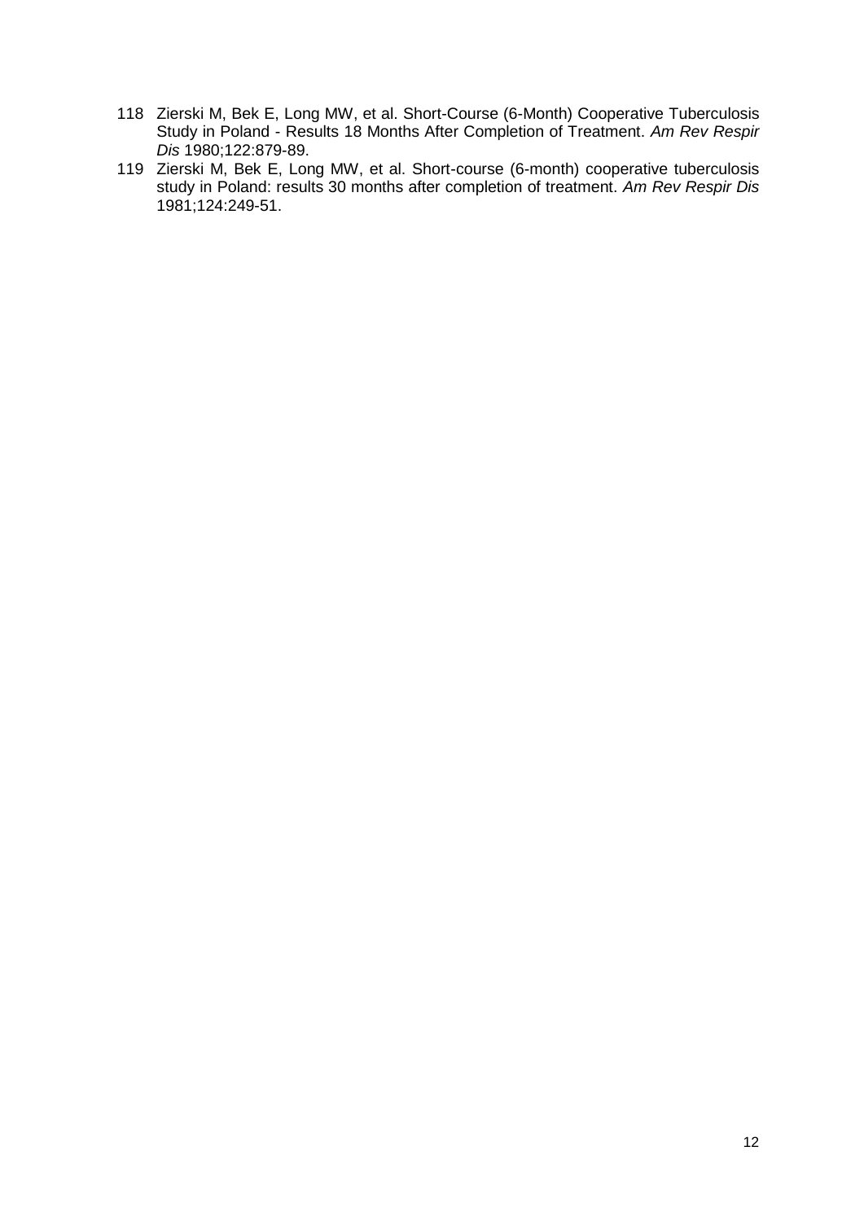118 Zierski M, Bek E, Long MW, et al. Short-Course (6-Month) Cooperative Tuberculosis Study in Poland - Results 18 Months After Completion of Treatment. *Am Rev Respir Dis* 1980;122:879-89.

119 Zierski M, Bek E, Long MW, et al. Short-course (6-month) cooperative tuberculosis study in Poland: results 30 months after completion of treatment. *Am Rev Respir Dis* 1981;124:249-51.